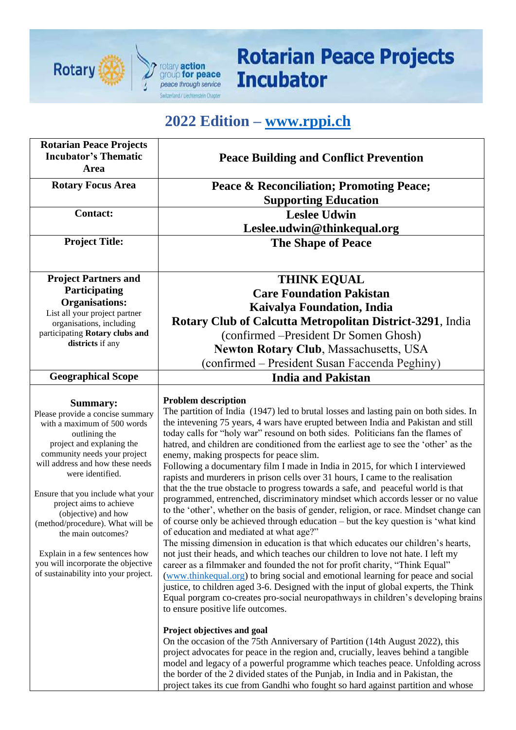# Rotarian Peace Projects Incubator

## 2022 Edition – www.rppi.ch

| Rotarian Peace Projects Incubator's Thematic Area | Peace Building and Conflict Prevention |
|---|---|
| Rotary Focus Area | Peace & Reconciliation; Promoting Peace; Supporting Education |
| Contact: | Leslee Udwin<br>Leslee.udwin@thinkequal.org |
| Project Title: | The Shape of Peace |
| **Project Partners and Participating Organisations:**<br>List all your project partner organisations, including participating **Rotary clubs and districts** if any | **THINK EQUAL**<br>**Care Foundation Pakistan**<br>**Kaivalya Foundation, India**<br>**Rotary Club of Calcutta Metropolitan District-3291**, India<br>(confirmed –President Dr Somen Ghosh)<br>**Newton Rotary Club**, Massachusetts, USA<br>(confirmed – President Susan Faccenda Peghiny) |
| Geographical Scope | India and Pakistan |
| **Summary:**<br>Please provide a concise summary with a maximum of 500 words outlining the project and explaning the community needs your project will address and how these needs were identified.<br><br>Ensure that you include what your project aims to achieve (objective) and how (method/procedure). What will be the main outcomes?<br><br>Explain in a few sentences how you will incorporate the objective of sustainability into your project. | **Problem description**<br>The partition of India (1947) led to brutal losses and lasting pain on both sides. In the intevening 75 years, 4 wars have erupted between India and Pakistan and still today calls for "holy war" resound on both sides. Politicians fan the flames of hatred, and children are conditioned from the earliest age to see the 'other' as the enemy, making prospects for peace slim.<br>Following a documentary film I made in India in 2015, for which I interviewed rapists and murderers in prison cells over 31 hours, I came to the realisation that the the true obstacle to progress towards a safe, and peaceful world is that programmed, entrenched, discriminatory mindset which accords lesser or no value to the 'other', whether on the basis of gender, religion, or race. Mindset change can of course only be achieved through education – but the key question is 'what kind of education and mediated at what age?"<br>The missing dimension in education is that which educates our children's hearts, not just their heads, and which teaches our children to love not hate. I left my career as a filmmaker and founded the not for profit charity, "Think Equal" (www.thinkequal.org) to bring social and emotional learning for peace and social justice, to children aged 3-6. Designed with the input of global experts, the Think Equal porgram co-creates pro-social neuropathways in children's developing brains to ensure positive life outcomes.<br><br>**Project objectives and goal**<br>On the occasion of the 75th Anniversary of Partition (14th August 2022), this project advocates for peace in the region and, crucially, leaves behind a tangible model and legacy of a powerful programme which teaches peace. Unfolding across the border of the 2 divided states of the Punjab, in India and in Pakistan, the project takes its cue from Gandhi who fought so hard against partition and whose |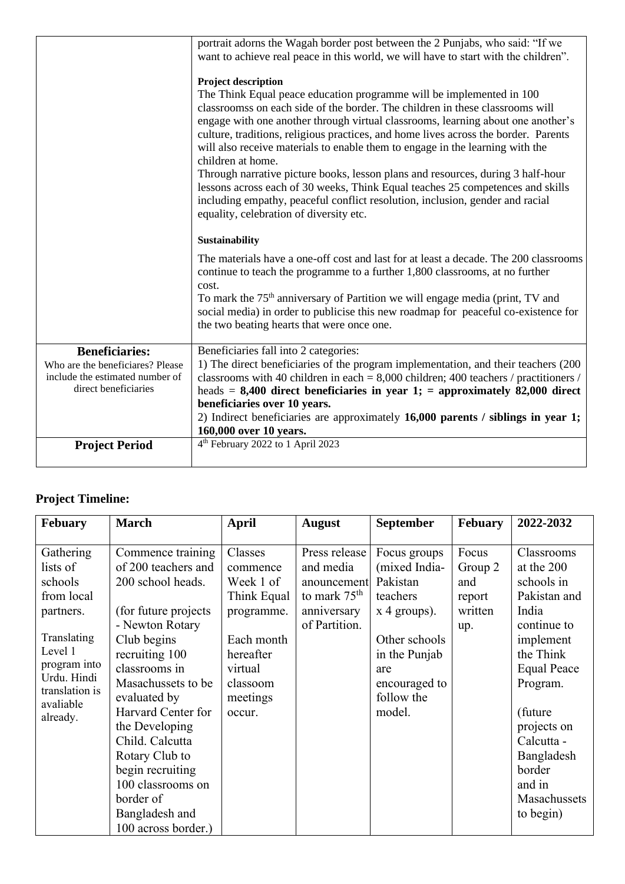| | |
|---|---|
| | portrait adorns the Wagah border post between the 2 Punjabs, who said: "If we want to achieve real peace in this world, we will have to start with the children".<br><br>**Project description**<br>The Think Equal peace education programme will be implemented in 100 classroomss on each side of the border. The children in these classrooms will engage with one another through virtual classrooms, learning about one another's culture, traditions, religious practices, and home lives across the border. Parents will also receive materials to enable them to engage in the learning with the children at home.<br>Through narrative picture books, lesson plans and resources, during 3 half-hour lessons across each of 30 weeks, Think Equal teaches 25 competences and skills including empathy, peaceful conflict resolution, inclusion, gender and racial equality, celebration of diversity etc.<br><br>**Sustainability**<br>The materials have a one-off cost and last for at least a decade. The 200 classrooms continue to teach the programme to a further 1,800 classrooms, at no further cost.<br>To mark the 75th anniversary of Partition we will engage media (print, TV and social media) in order to publicise this new roadmap for peaceful co-existence for the two beating hearts that were once one. |
| **Beneficiaries:**<br>Who are the beneficiaries? Please include the estimated number of direct beneficiaries | Beneficiaries fall into 2 categories:<br>1) The direct beneficiaries of the program implementation, and their teachers (200 classrooms with 40 children in each = 8,000 children; 400 teachers / practitioners / heads = **8,400 direct beneficiaries in year 1; = approximately 82,000 direct beneficiaries over 10 years.**<br>2) Indirect beneficiaries are approximately **16,000 parents / siblings in year 1; 160,000 over 10 years.** |
| **Project Period** | 4th February 2022 to 1 April 2023 |

## Project Timeline:

| Febuary | March | April | August | September | Febuary | 2022-2032 |
|---|---|---|---|---|---|---|
| Gathering lists of schools from local partners.<br><br>Translating Level 1 program into Urdu. Hindi translation is avaliable already. | Commence training of 200 teachers and 200 school heads.<br><br>(for future projects - Newton Rotary Club begins recruiting 100 classrooms in Masachussets to be evaluated by Harvard Center for the Developing Child. Calcutta Rotary Club to begin recruiting 100 classrooms on border of Bangladesh and 100 across border.) | Classes commence Week 1 of Think Equal programme.<br><br>Each month hereafter virtual classoom meetings occur. | Press release and media anouncement to mark 75th anniversary of Partition. | Focus groups (mixed India-Pakistan teachers x 4 groups).<br><br>Other schools in the Punjab are encouraged to follow the model. | Focus Group 2 and report written up. | Classrooms at the 200 schools in Pakistan and India continue to implement the Think Equal Peace Program.<br><br>(future projects on Calcutta - Bangladesh border and in Masachussets to begin) |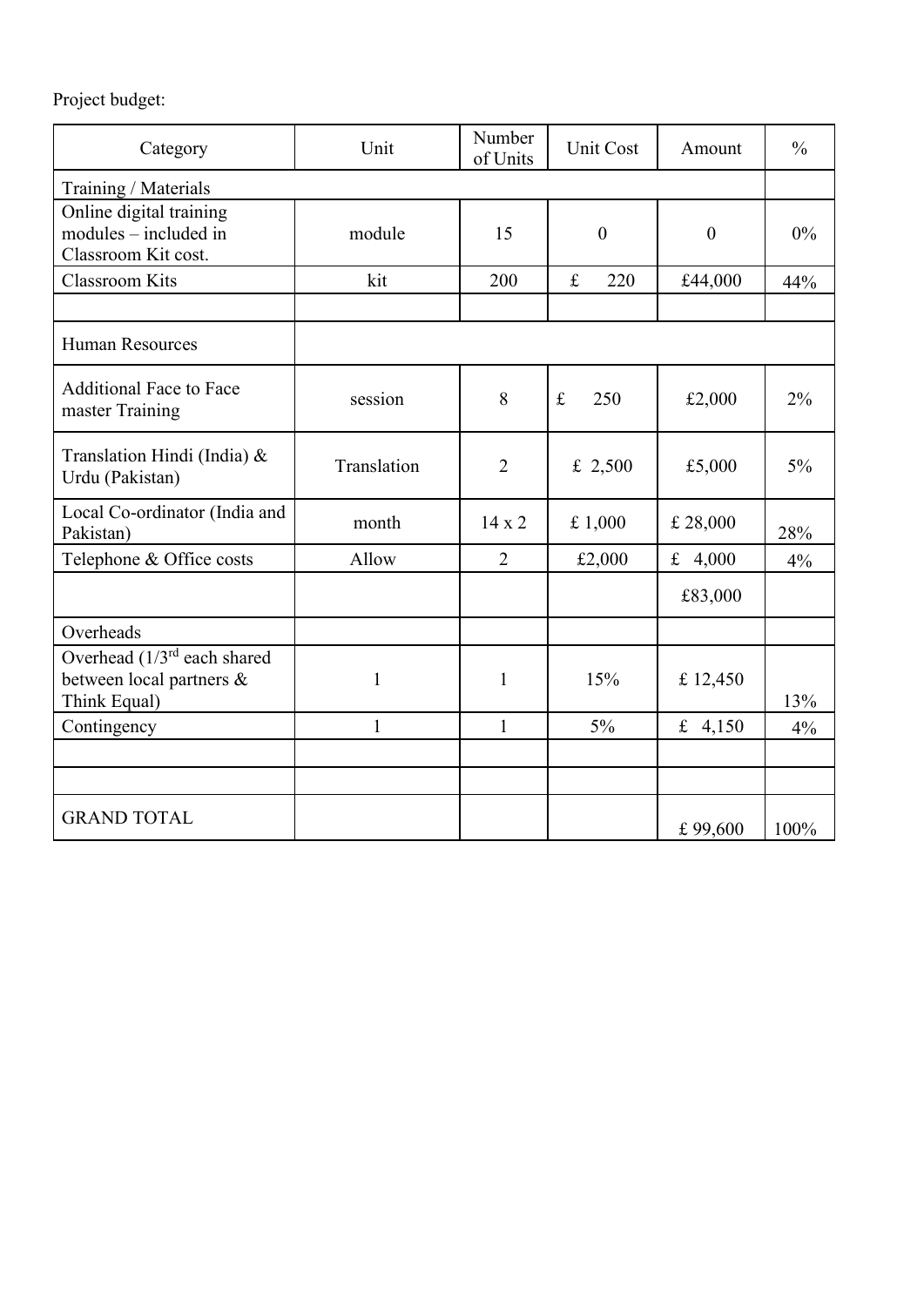Project budget:

| Category | Unit | Number of Units | Unit Cost | Amount | % |
|---|---|---|---|---|---|
| Training / Materials | | | | | |
| Online digital training modules – included in Classroom Kit cost. | module | 15 | 0 | 0 | 0% |
| Classroom Kits | kit | 200 | £ 220 | £44,000 | 44% |
| | | | | | |
| Human Resources | | | | | |
| Additional Face to Face master Training | session | 8 | £ 250 | £2,000 | 2% |
| Translation Hindi (India) & Urdu (Pakistan) | Translation | 2 | £ 2,500 | £5,000 | 5% |
| Local Co-ordinator (India and Pakistan) | month | 14 x 2 | £ 1,000 | £ 28,000 | 28% |
| Telephone & Office costs | Allow | 2 | £2,000 | £ 4,000 | 4% |
| | | | | £83,000 | |
| Overheads | | | | | |
| Overhead (1/3rd each shared between local partners & Think Equal) | 1 | 1 | 15% | £ 12,450 | 13% |
| Contingency | 1 | 1 | 5% | £ 4,150 | 4% |
| | | | | | |
| | | | | | |
| GRAND TOTAL | | | | £ 99,600 | 100% |